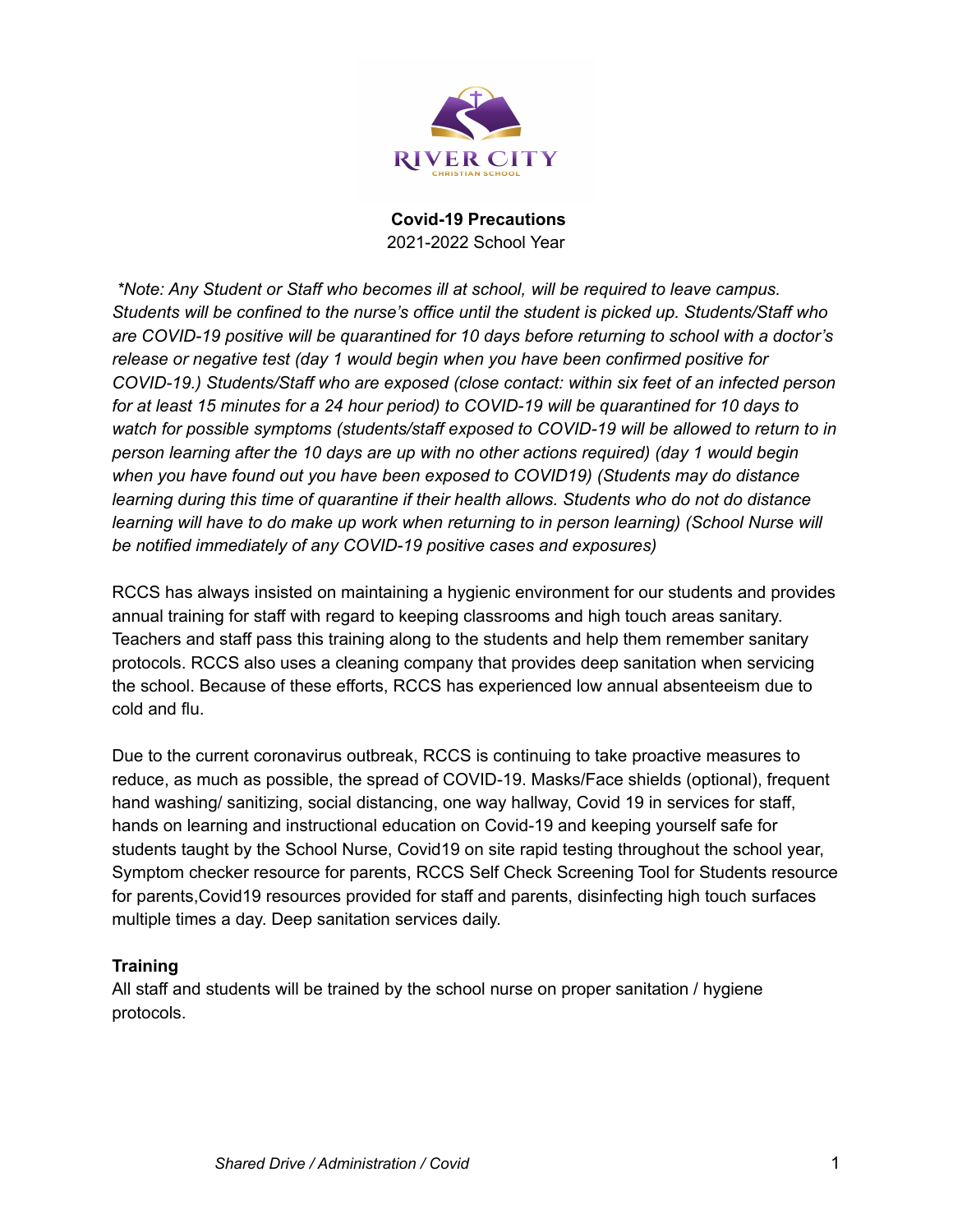RIVER CITY

CHRISTIAN SCHOOL

**Covid-19 Precautions**

2021-2022 School Year

*\*Note: Any Student or Staff who becomes ill at school, will be required to leave campus. Students will be confined to the nurse's office until the student is picked up. Students/Staff who are COVID-19 positive will be quarantined for 10 days before returning to school with a doctor's release or negative test (day 1 would begin when you have been confirmed positive for COVID-19.) Students/Staff who are exposed (close contact: within six feet of an infected person for at least 15 minutes for a 24 hour period) to COVID-19 will be quarantined for 10 days to watch for possible symptoms (students/staff exposed to COVID-19 will be allowed to return to in person learning after the 10 days are up with no other actions required) (day 1 would begin when you have found out you have been exposed to COVID19) (Students may do distance learning during this time of quarantine if their health allows. Students who do not do distance learning will have to do make up work when returning to in person learning) (School Nurse will be notified immediately of any COVID-19 positive cases and exposures)*

RCCS has always insisted on maintaining a hygienic environment for our students and provides annual training for staff with regard to keeping classrooms and high touch areas sanitary. Teachers and staff pass this training along to the students and help them remember sanitary protocols. RCCS also uses a cleaning company that provides deep sanitation when servicing the school. Because of these efforts, RCCS has experienced low annual absenteeism due to cold and flu.

Due to the current coronavirus outbreak, RCCS is continuing to take proactive measures to reduce, as much as possible, the spread of COVID-19. Masks/Face shields (optional), frequent hand washing/ sanitizing, social distancing, one way hallway, Covid 19 in services for staff, hands on learning and instructional education on Covid-19 and keeping yourself safe for students taught by the School Nurse, Covid19 on site rapid testing throughout the school year, Symptom checker resource for parents, RCCS Self Check Screening Tool for Students resource for parents,Covid19 resources provided for staff and parents, disinfecting high touch surfaces multiple times a day. Deep sanitation services daily.

**Training**

All staff and students will be trained by the school nurse on proper sanitation / hygiene protocols.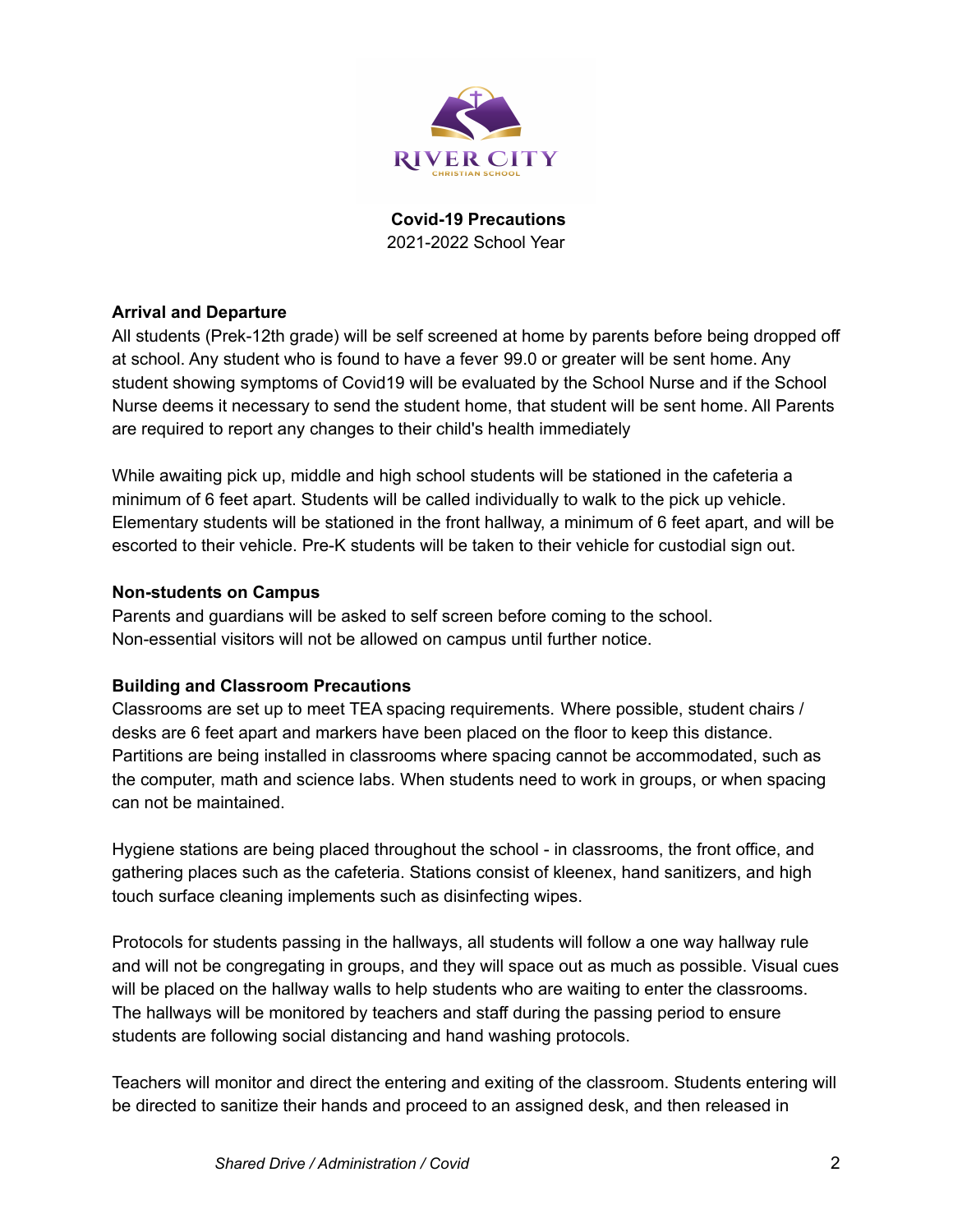**Covid-19 Precautions**
2021-2022 School Year

### Arrival and Departure

All students (Prek-12th grade) will be self screened at home by parents before being dropped off at school. Any student who is found to have a fever 99.0 or greater will be sent home. Any student showing symptoms of Covid19 will be evaluated by the School Nurse and if the School Nurse deems it necessary to send the student home, that student will be sent home. All Parents are required to report any changes to their child's health immediately

While awaiting pick up, middle and high school students will be stationed in the cafeteria a minimum of 6 feet apart. Students will be called individually to walk to the pick up vehicle. Elementary students will be stationed in the front hallway, a minimum of 6 feet apart, and will be escorted to their vehicle. Pre-K students will be taken to their vehicle for custodial sign out.

### Non-students on Campus

Parents and guardians will be asked to self screen before coming to the school. Non-essential visitors will not be allowed on campus until further notice.

### Building and Classroom Precautions

Classrooms are set up to meet TEA spacing requirements. Where possible, student chairs / desks are 6 feet apart and markers have been placed on the floor to keep this distance. Partitions are being installed in classrooms where spacing cannot be accommodated, such as the computer, math and science labs. When students need to work in groups, or when spacing can not be maintained.

Hygiene stations are being placed throughout the school - in classrooms, the front office, and gathering places such as the cafeteria. Stations consist of kleenex, hand sanitizers, and high touch surface cleaning implements such as disinfecting wipes.

Protocols for students passing in the hallways, all students will follow a one way hallway rule and will not be congregating in groups, and they will space out as much as possible. Visual cues will be placed on the hallway walls to help students who are waiting to enter the classrooms. The hallways will be monitored by teachers and staff during the passing period to ensure students are following social distancing and hand washing protocols.

Teachers will monitor and direct the entering and exiting of the classroom. Students entering will be directed to sanitize their hands and proceed to an assigned desk, and then released in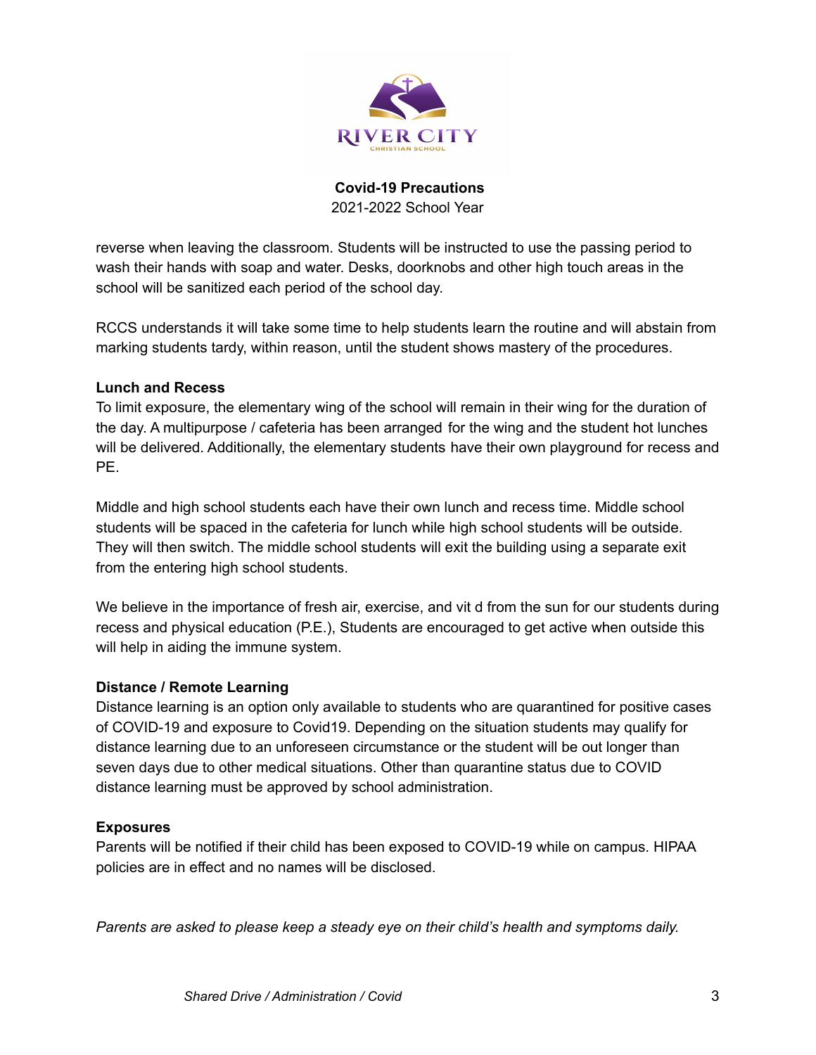reverse when leaving the classroom. Students will be instructed to use the passing period to wash their hands with soap and water. Desks, doorknobs and other high touch areas in the school will be sanitized each period of the school day.

RCCS understands it will take some time to help students learn the routine and will abstain from marking students tardy, within reason, until the student shows mastery of the procedures.

**Lunch and Recess**

To limit exposure, the elementary wing of the school will remain in their wing for the duration of the day. A multipurpose / cafeteria has been arranged for the wing and the student hot lunches will be delivered. Additionally, the elementary students have their own playground for recess and PE.

Middle and high school students each have their own lunch and recess time. Middle school students will be spaced in the cafeteria for lunch while high school students will be outside. They will then switch. The middle school students will exit the building using a separate exit from the entering high school students.

We believe in the importance of fresh air, exercise, and vit d from the sun for our students during recess and physical education (P.E.), Students are encouraged to get active when outside this will help in aiding the immune system.

**Distance / Remote Learning**

Distance learning is an option only available to students who are quarantined for positive cases of COVID-19 and exposure to Covid19. Depending on the situation students may qualify for distance learning due to an unforeseen circumstance or the student will be out longer than seven days due to other medical situations. Other than quarantine status due to COVID distance learning must be approved by school administration.

**Exposures**

Parents will be notified if their child has been exposed to COVID-19 while on campus. HIPAA policies are in effect and no names will be disclosed.

*Parents are asked to please keep a steady eye on their child's health and symptoms daily.*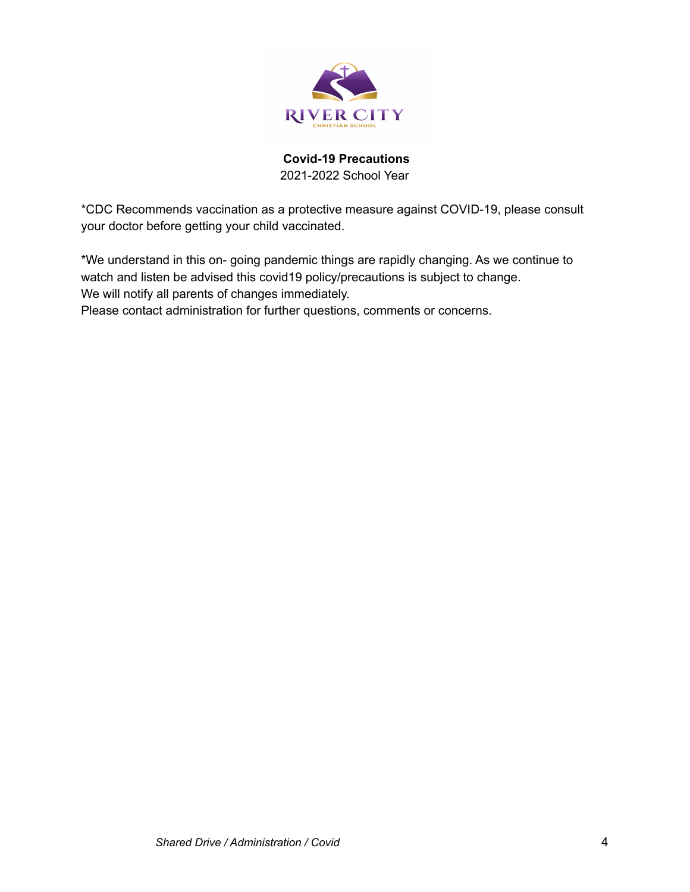**Covid-19 Precautions**
2021-2022 School Year

*CDC Recommends vaccination as a protective measure against COVID-19, please consult your doctor before getting your child vaccinated.

*We understand in this on- going pandemic things are rapidly changing. As we continue to watch and listen be advised this covid19 policy/precautions is subject to change.
We will notify all parents of changes immediately.
Please contact administration for further questions, comments or concerns.